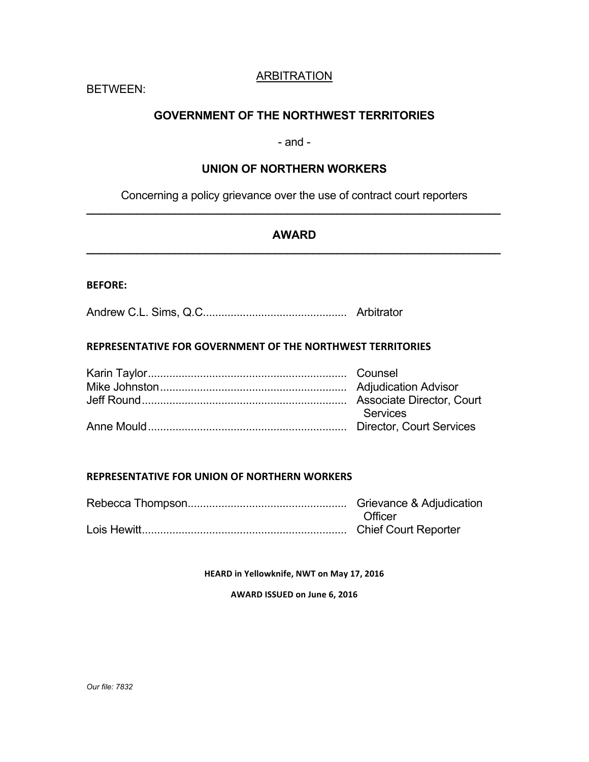ARBITRATION

BETWEEN:

**GOVERNMENT OF THE NORTHWEST TERRITORIES**

- and -

**UNION OF NORTHERN WORKERS**

Concerning a policy grievance over the use of contract court reporters

---

## AWARD

---

**BEFORE:**

Andrew C.L. Sims, Q.C. .............................................. Arbitrator

**REPRESENTATIVE FOR GOVERNMENT OF THE NORTHWEST TERRITORIES**

Karin Taylor ................................................................ Counsel
Mike Johnston ............................................................ Adjudication Advisor
Jeff Round .................................................................. Associate Director, Court Services
Anne Mould ................................................................ Director, Court Services

**REPRESENTATIVE FOR UNION OF NORTHERN WORKERS**

Rebecca Thompson ................................................... Grievance & Adjudication Officer
Lois Hewitt .................................................................. Chief Court Reporter

**HEARD in Yellowknife, NWT on May 17, 2016**

**AWARD ISSUED on June 6, 2016**

*Our file: 7832*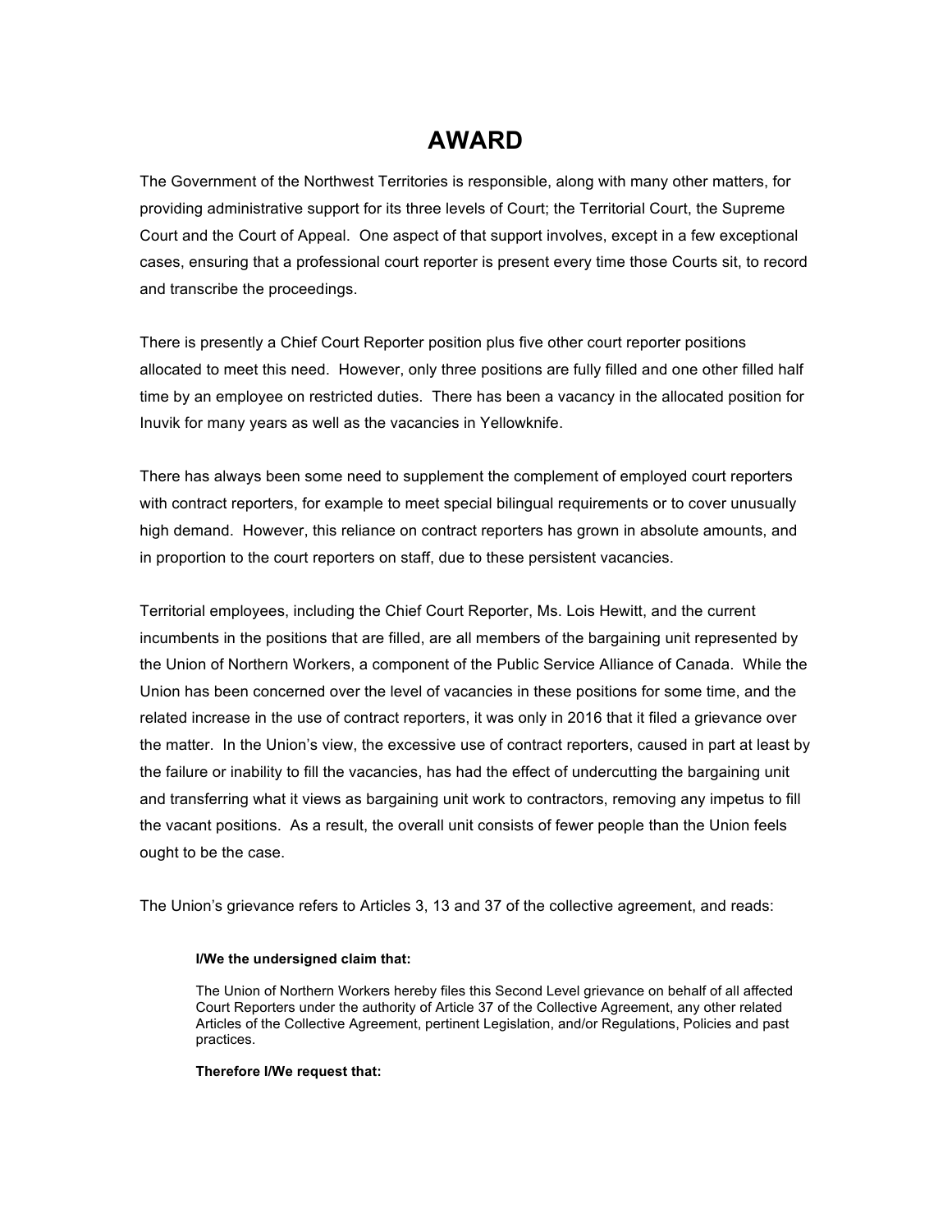# AWARD

The Government of the Northwest Territories is responsible, along with many other matters, for providing administrative support for its three levels of Court; the Territorial Court, the Supreme Court and the Court of Appeal. One aspect of that support involves, except in a few exceptional cases, ensuring that a professional court reporter is present every time those Courts sit, to record and transcribe the proceedings.

There is presently a Chief Court Reporter position plus five other court reporter positions allocated to meet this need. However, only three positions are fully filled and one other filled half time by an employee on restricted duties. There has been a vacancy in the allocated position for Inuvik for many years as well as the vacancies in Yellowknife.

There has always been some need to supplement the complement of employed court reporters with contract reporters, for example to meet special bilingual requirements or to cover unusually high demand. However, this reliance on contract reporters has grown in absolute amounts, and in proportion to the court reporters on staff, due to these persistent vacancies.

Territorial employees, including the Chief Court Reporter, Ms. Lois Hewitt, and the current incumbents in the positions that are filled, are all members of the bargaining unit represented by the Union of Northern Workers, a component of the Public Service Alliance of Canada. While the Union has been concerned over the level of vacancies in these positions for some time, and the related increase in the use of contract reporters, it was only in 2016 that it filed a grievance over the matter. In the Union's view, the excessive use of contract reporters, caused in part at least by the failure or inability to fill the vacancies, has had the effect of undercutting the bargaining unit and transferring what it views as bargaining unit work to contractors, removing any impetus to fill the vacant positions. As a result, the overall unit consists of fewer people than the Union feels ought to be the case.

The Union's grievance refers to Articles 3, 13 and 37 of the collective agreement, and reads:

> **I/We the undersigned claim that:**
>
> The Union of Northern Workers hereby files this Second Level grievance on behalf of all affected Court Reporters under the authority of Article 37 of the Collective Agreement, any other related Articles of the Collective Agreement, pertinent Legislation, and/or Regulations, Policies and past practices.
>
> **Therefore I/We request that:**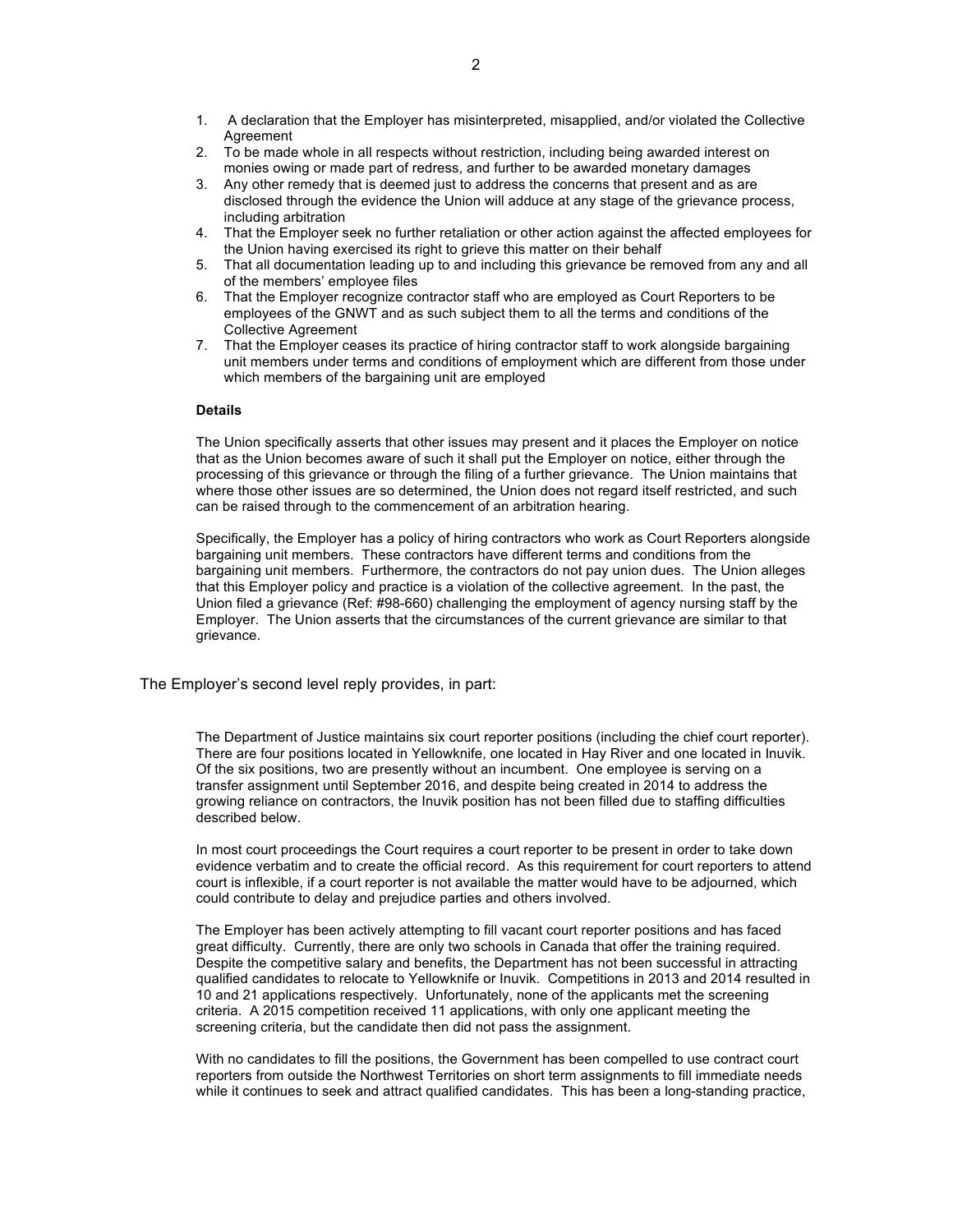1. A declaration that the Employer has misinterpreted, misapplied, and/or violated the Collective Agreement
2. To be made whole in all respects without restriction, including being awarded interest on monies owing or made part of redress, and further to be awarded monetary damages
3. Any other remedy that is deemed just to address the concerns that present and as are disclosed through the evidence the Union will adduce at any stage of the grievance process, including arbitration
4. That the Employer seek no further retaliation or other action against the affected employees for the Union having exercised its right to grieve this matter on their behalf
5. That all documentation leading up to and including this grievance be removed from any and all of the members' employee files
6. That the Employer recognize contractor staff who are employed as Court Reporters to be employees of the GNWT and as such subject them to all the terms and conditions of the Collective Agreement
7. That the Employer ceases its practice of hiring contractor staff to work alongside bargaining unit members under terms and conditions of employment which are different from those under which members of the bargaining unit are employed

**Details**

The Union specifically asserts that other issues may present and it places the Employer on notice that as the Union becomes aware of such it shall put the Employer on notice, either through the processing of this grievance or through the filing of a further grievance. The Union maintains that where those other issues are so determined, the Union does not regard itself restricted, and such can be raised through to the commencement of an arbitration hearing.

Specifically, the Employer has a policy of hiring contractors who work as Court Reporters alongside bargaining unit members. These contractors have different terms and conditions from the bargaining unit members. Furthermore, the contractors do not pay union dues. The Union alleges that this Employer policy and practice is a violation of the collective agreement. In the past, the Union filed a grievance (Ref: #98-660) challenging the employment of agency nursing staff by the Employer. The Union asserts that the circumstances of the current grievance are similar to that grievance.

The Employer's second level reply provides, in part:

The Department of Justice maintains six court reporter positions (including the chief court reporter). There are four positions located in Yellowknife, one located in Hay River and one located in Inuvik. Of the six positions, two are presently without an incumbent. One employee is serving on a transfer assignment until September 2016, and despite being created in 2014 to address the growing reliance on contractors, the Inuvik position has not been filled due to staffing difficulties described below.

In most court proceedings the Court requires a court reporter to be present in order to take down evidence verbatim and to create the official record. As this requirement for court reporters to attend court is inflexible, if a court reporter is not available the matter would have to be adjourned, which could contribute to delay and prejudice parties and others involved.

The Employer has been actively attempting to fill vacant court reporter positions and has faced great difficulty. Currently, there are only two schools in Canada that offer the training required. Despite the competitive salary and benefits, the Department has not been successful in attracting qualified candidates to relocate to Yellowknife or Inuvik. Competitions in 2013 and 2014 resulted in 10 and 21 applications respectively. Unfortunately, none of the applicants met the screening criteria. A 2015 competition received 11 applications, with only one applicant meeting the screening criteria, but the candidate then did not pass the assignment.

With no candidates to fill the positions, the Government has been compelled to use contract court reporters from outside the Northwest Territories on short term assignments to fill immediate needs while it continues to seek and attract qualified candidates. This has been a long-standing practice,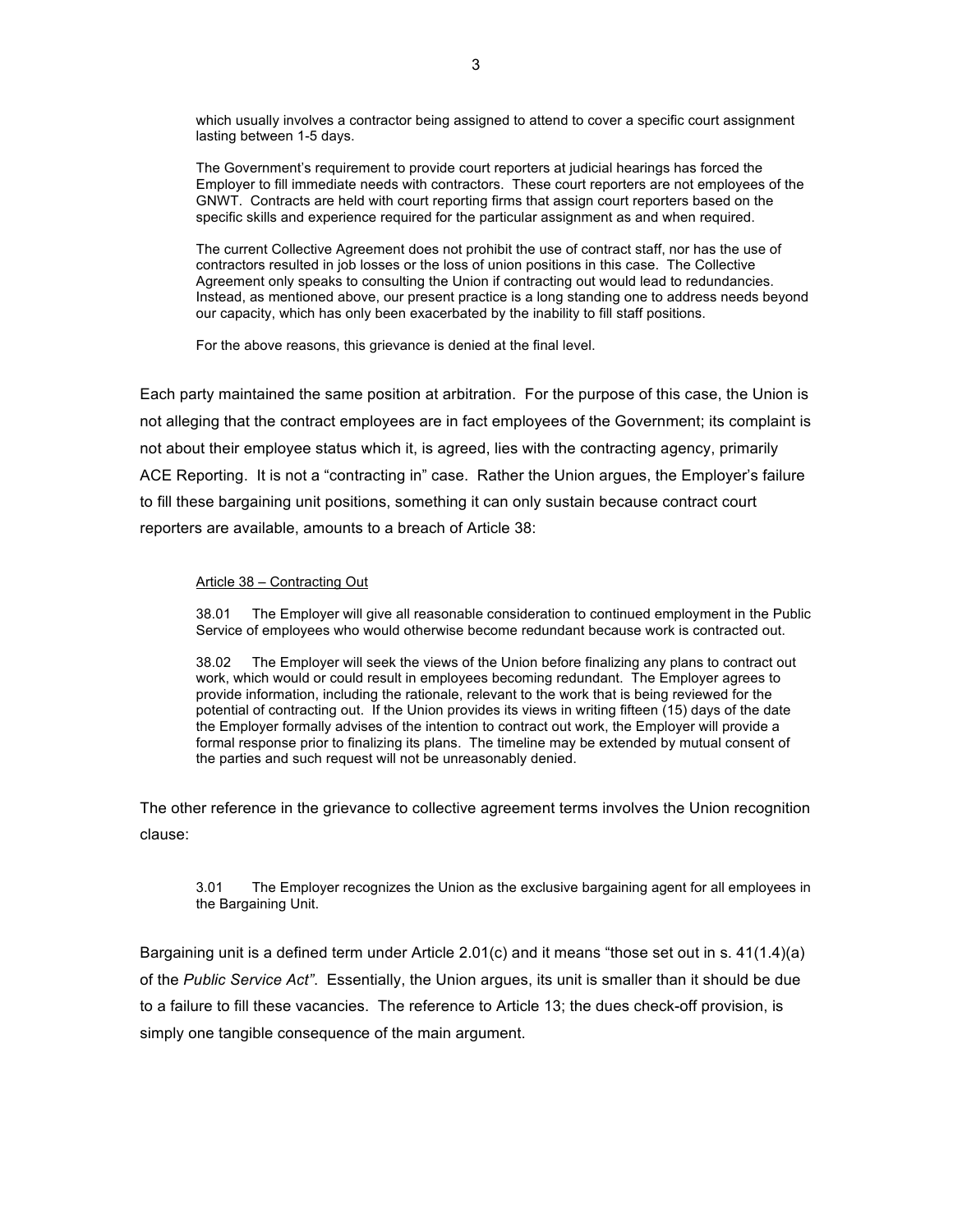> which usually involves a contractor being assigned to attend to cover a specific court assignment lasting between 1-5 days.
>
> The Government's requirement to provide court reporters at judicial hearings has forced the Employer to fill immediate needs with contractors. These court reporters are not employees of the GNWT. Contracts are held with court reporting firms that assign court reporters based on the specific skills and experience required for the particular assignment as and when required.
>
> The current Collective Agreement does not prohibit the use of contract staff, nor has the use of contractors resulted in job losses or the loss of union positions in this case. The Collective Agreement only speaks to consulting the Union if contracting out would lead to redundancies. Instead, as mentioned above, our present practice is a long standing one to address needs beyond our capacity, which has only been exacerbated by the inability to fill staff positions.
>
> For the above reasons, this grievance is denied at the final level.

Each party maintained the same position at arbitration. For the purpose of this case, the Union is not alleging that the contract employees are in fact employees of the Government; its complaint is not about their employee status which it, is agreed, lies with the contracting agency, primarily ACE Reporting. It is not a "contracting in" case. Rather the Union argues, the Employer's failure to fill these bargaining unit positions, something it can only sustain because contract court reporters are available, amounts to a breach of Article 38:

> Article 38 – Contracting Out
>
> 38.01 The Employer will give all reasonable consideration to continued employment in the Public Service of employees who would otherwise become redundant because work is contracted out.
>
> 38.02 The Employer will seek the views of the Union before finalizing any plans to contract out work, which would or could result in employees becoming redundant. The Employer agrees to provide information, including the rationale, relevant to the work that is being reviewed for the potential of contracting out. If the Union provides its views in writing fifteen (15) days of the date the Employer formally advises of the intention to contract out work, the Employer will provide a formal response prior to finalizing its plans. The timeline may be extended by mutual consent of the parties and such request will not be unreasonably denied.

The other reference in the grievance to collective agreement terms involves the Union recognition clause:

> 3.01 The Employer recognizes the Union as the exclusive bargaining agent for all employees in the Bargaining Unit.

Bargaining unit is a defined term under Article 2.01(c) and it means "those set out in s. 41(1.4)(a) of the *Public Service Act*". Essentially, the Union argues, its unit is smaller than it should be due to a failure to fill these vacancies. The reference to Article 13; the dues check-off provision, is simply one tangible consequence of the main argument.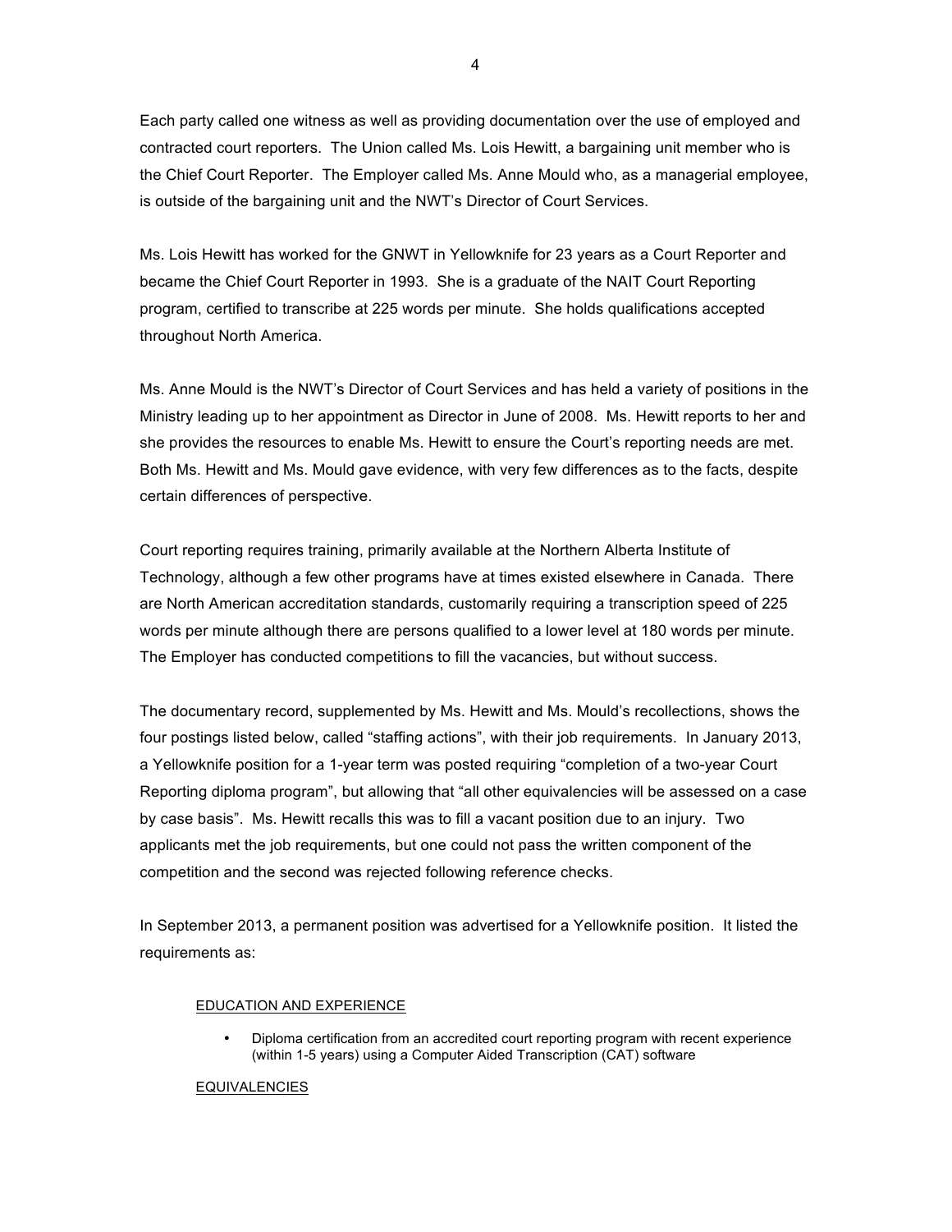Each party called one witness as well as providing documentation over the use of employed and contracted court reporters. The Union called Ms. Lois Hewitt, a bargaining unit member who is the Chief Court Reporter. The Employer called Ms. Anne Mould who, as a managerial employee, is outside of the bargaining unit and the NWT's Director of Court Services.

Ms. Lois Hewitt has worked for the GNWT in Yellowknife for 23 years as a Court Reporter and became the Chief Court Reporter in 1993. She is a graduate of the NAIT Court Reporting program, certified to transcribe at 225 words per minute. She holds qualifications accepted throughout North America.

Ms. Anne Mould is the NWT's Director of Court Services and has held a variety of positions in the Ministry leading up to her appointment as Director in June of 2008. Ms. Hewitt reports to her and she provides the resources to enable Ms. Hewitt to ensure the Court's reporting needs are met. Both Ms. Hewitt and Ms. Mould gave evidence, with very few differences as to the facts, despite certain differences of perspective.

Court reporting requires training, primarily available at the Northern Alberta Institute of Technology, although a few other programs have at times existed elsewhere in Canada. There are North American accreditation standards, customarily requiring a transcription speed of 225 words per minute although there are persons qualified to a lower level at 180 words per minute. The Employer has conducted competitions to fill the vacancies, but without success.

The documentary record, supplemented by Ms. Hewitt and Ms. Mould's recollections, shows the four postings listed below, called "staffing actions", with their job requirements. In January 2013, a Yellowknife position for a 1-year term was posted requiring "completion of a two-year Court Reporting diploma program", but allowing that "all other equivalencies will be assessed on a case by case basis". Ms. Hewitt recalls this was to fill a vacant position due to an injury. Two applicants met the job requirements, but one could not pass the written component of the competition and the second was rejected following reference checks.

In September 2013, a permanent position was advertised for a Yellowknife position. It listed the requirements as:

> <u>EDUCATION AND EXPERIENCE</u>
>
> - Diploma certification from an accredited court reporting program with recent experience (within 1-5 years) using a Computer Aided Transcription (CAT) software
>
> <u>EQUIVALENCIES</u>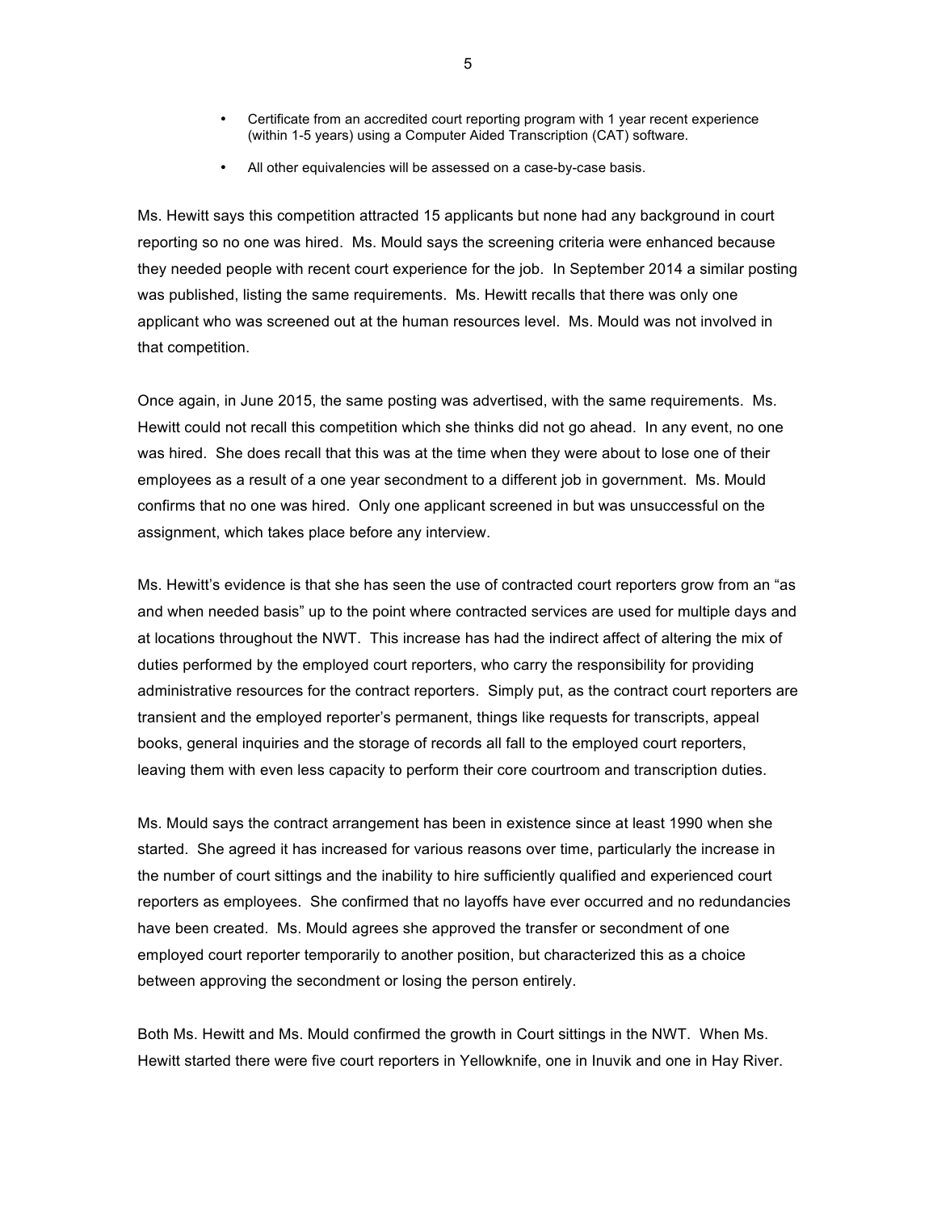- Certificate from an accredited court reporting program with 1 year recent experience (within 1-5 years) using a Computer Aided Transcription (CAT) software.
- All other equivalencies will be assessed on a case-by-case basis.

Ms. Hewitt says this competition attracted 15 applicants but none had any background in court reporting so no one was hired. Ms. Mould says the screening criteria were enhanced because they needed people with recent court experience for the job. In September 2014 a similar posting was published, listing the same requirements. Ms. Hewitt recalls that there was only one applicant who was screened out at the human resources level. Ms. Mould was not involved in that competition.

Once again, in June 2015, the same posting was advertised, with the same requirements. Ms. Hewitt could not recall this competition which she thinks did not go ahead. In any event, no one was hired. She does recall that this was at the time when they were about to lose one of their employees as a result of a one year secondment to a different job in government. Ms. Mould confirms that no one was hired. Only one applicant screened in but was unsuccessful on the assignment, which takes place before any interview.

Ms. Hewitt's evidence is that she has seen the use of contracted court reporters grow from an "as and when needed basis" up to the point where contracted services are used for multiple days and at locations throughout the NWT. This increase has had the indirect affect of altering the mix of duties performed by the employed court reporters, who carry the responsibility for providing administrative resources for the contract reporters. Simply put, as the contract court reporters are transient and the employed reporter's permanent, things like requests for transcripts, appeal books, general inquiries and the storage of records all fall to the employed court reporters, leaving them with even less capacity to perform their core courtroom and transcription duties.

Ms. Mould says the contract arrangement has been in existence since at least 1990 when she started. She agreed it has increased for various reasons over time, particularly the increase in the number of court sittings and the inability to hire sufficiently qualified and experienced court reporters as employees. She confirmed that no layoffs have ever occurred and no redundancies have been created. Ms. Mould agrees she approved the transfer or secondment of one employed court reporter temporarily to another position, but characterized this as a choice between approving the secondment or losing the person entirely.

Both Ms. Hewitt and Ms. Mould confirmed the growth in Court sittings in the NWT. When Ms. Hewitt started there were five court reporters in Yellowknife, one in Inuvik and one in Hay River.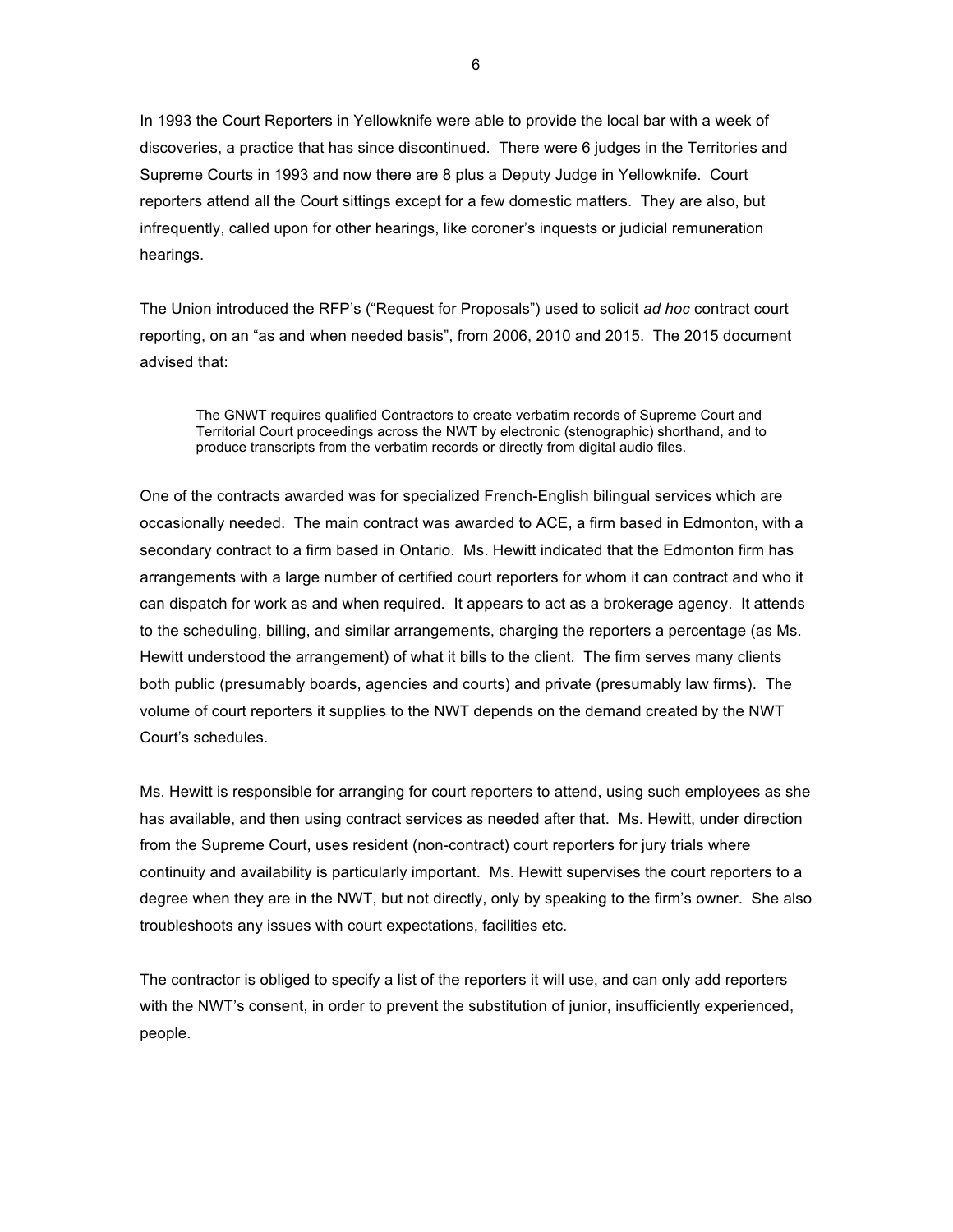In 1993 the Court Reporters in Yellowknife were able to provide the local bar with a week of discoveries, a practice that has since discontinued. There were 6 judges in the Territories and Supreme Courts in 1993 and now there are 8 plus a Deputy Judge in Yellowknife. Court reporters attend all the Court sittings except for a few domestic matters. They are also, but infrequently, called upon for other hearings, like coroner's inquests or judicial remuneration hearings.

The Union introduced the RFP's ("Request for Proposals") used to solicit *ad hoc* contract court reporting, on an "as and when needed basis", from 2006, 2010 and 2015. The 2015 document advised that:

> The GNWT requires qualified Contractors to create verbatim records of Supreme Court and Territorial Court proceedings across the NWT by electronic (stenographic) shorthand, and to produce transcripts from the verbatim records or directly from digital audio files.

One of the contracts awarded was for specialized French-English bilingual services which are occasionally needed. The main contract was awarded to ACE, a firm based in Edmonton, with a secondary contract to a firm based in Ontario. Ms. Hewitt indicated that the Edmonton firm has arrangements with a large number of certified court reporters for whom it can contract and who it can dispatch for work as and when required. It appears to act as a brokerage agency. It attends to the scheduling, billing, and similar arrangements, charging the reporters a percentage (as Ms. Hewitt understood the arrangement) of what it bills to the client. The firm serves many clients both public (presumably boards, agencies and courts) and private (presumably law firms). The volume of court reporters it supplies to the NWT depends on the demand created by the NWT Court's schedules.

Ms. Hewitt is responsible for arranging for court reporters to attend, using such employees as she has available, and then using contract services as needed after that. Ms. Hewitt, under direction from the Supreme Court, uses resident (non-contract) court reporters for jury trials where continuity and availability is particularly important. Ms. Hewitt supervises the court reporters to a degree when they are in the NWT, but not directly, only by speaking to the firm's owner. She also troubleshoots any issues with court expectations, facilities etc.

The contractor is obliged to specify a list of the reporters it will use, and can only add reporters with the NWT's consent, in order to prevent the substitution of junior, insufficiently experienced, people.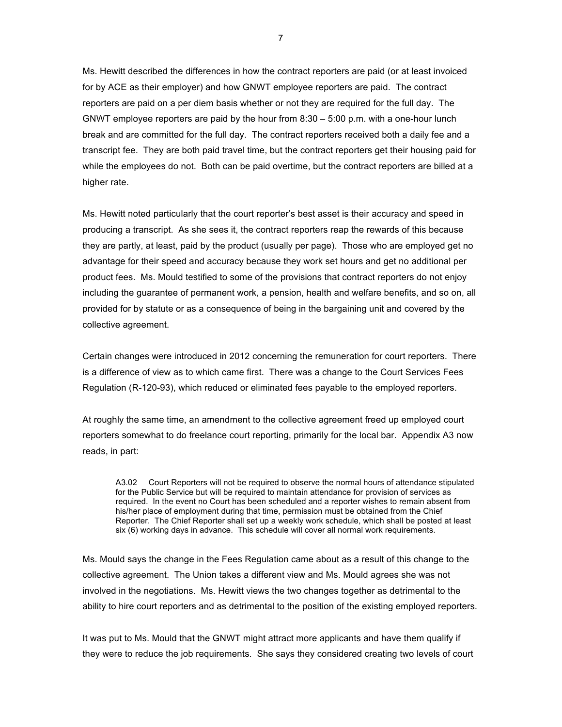Ms. Hewitt described the differences in how the contract reporters are paid (or at least invoiced for by ACE as their employer) and how GNWT employee reporters are paid. The contract reporters are paid on a per diem basis whether or not they are required for the full day. The GNWT employee reporters are paid by the hour from 8:30 – 5:00 p.m. with a one-hour lunch break and are committed for the full day. The contract reporters received both a daily fee and a transcript fee. They are both paid travel time, but the contract reporters get their housing paid for while the employees do not. Both can be paid overtime, but the contract reporters are billed at a higher rate.

Ms. Hewitt noted particularly that the court reporter's best asset is their accuracy and speed in producing a transcript. As she sees it, the contract reporters reap the rewards of this because they are partly, at least, paid by the product (usually per page). Those who are employed get no advantage for their speed and accuracy because they work set hours and get no additional per product fees. Ms. Mould testified to some of the provisions that contract reporters do not enjoy including the guarantee of permanent work, a pension, health and welfare benefits, and so on, all provided for by statute or as a consequence of being in the bargaining unit and covered by the collective agreement.

Certain changes were introduced in 2012 concerning the remuneration for court reporters. There is a difference of view as to which came first. There was a change to the Court Services Fees Regulation (R-120-93), which reduced or eliminated fees payable to the employed reporters.

At roughly the same time, an amendment to the collective agreement freed up employed court reporters somewhat to do freelance court reporting, primarily for the local bar. Appendix A3 now reads, in part:

> A3.02 Court Reporters will not be required to observe the normal hours of attendance stipulated for the Public Service but will be required to maintain attendance for provision of services as required. In the event no Court has been scheduled and a reporter wishes to remain absent from his/her place of employment during that time, permission must be obtained from the Chief Reporter. The Chief Reporter shall set up a weekly work schedule, which shall be posted at least six (6) working days in advance. This schedule will cover all normal work requirements.

Ms. Mould says the change in the Fees Regulation came about as a result of this change to the collective agreement. The Union takes a different view and Ms. Mould agrees she was not involved in the negotiations. Ms. Hewitt views the two changes together as detrimental to the ability to hire court reporters and as detrimental to the position of the existing employed reporters.

It was put to Ms. Mould that the GNWT might attract more applicants and have them qualify if they were to reduce the job requirements. She says they considered creating two levels of court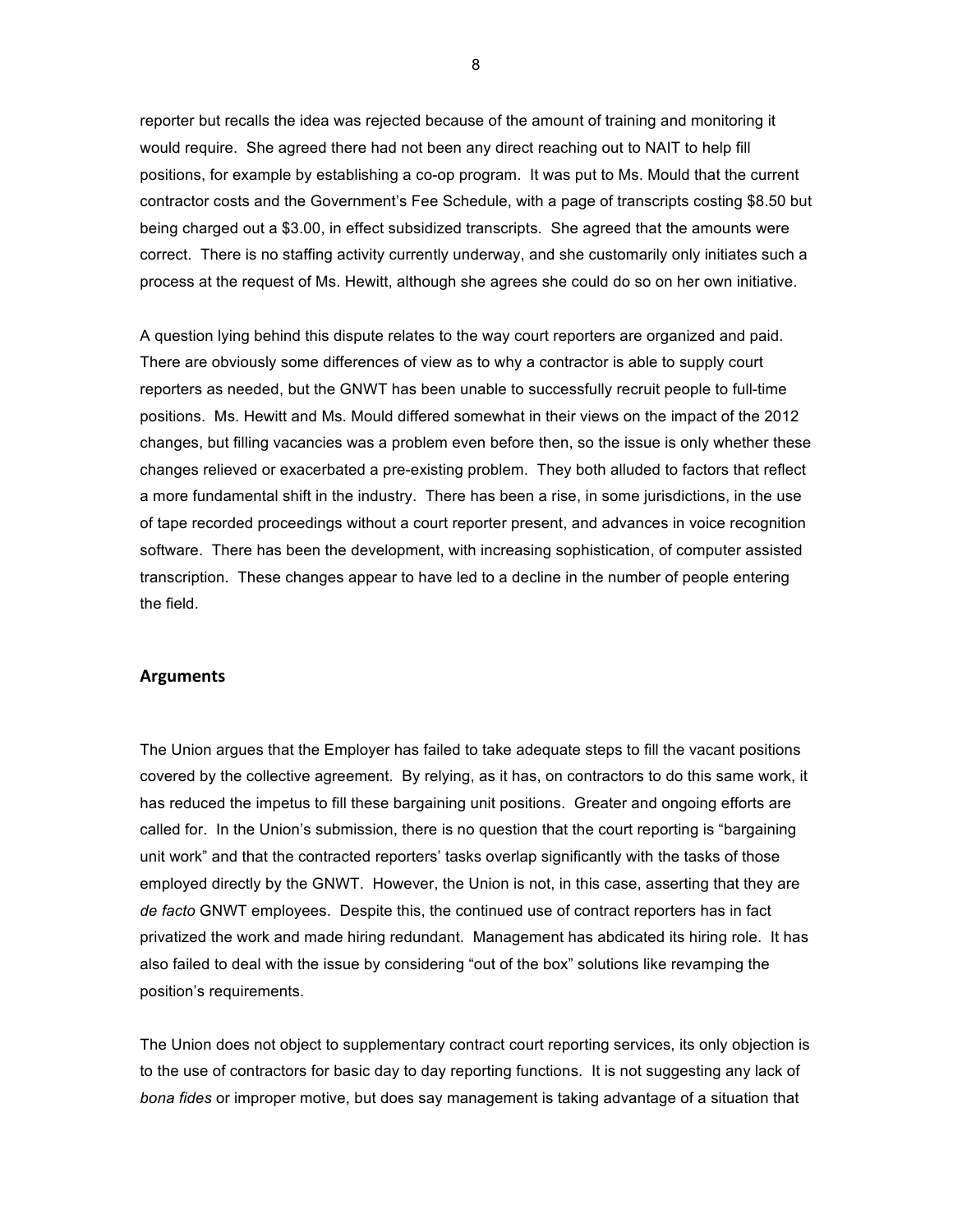reporter but recalls the idea was rejected because of the amount of training and monitoring it would require. She agreed there had not been any direct reaching out to NAIT to help fill positions, for example by establishing a co-op program. It was put to Ms. Mould that the current contractor costs and the Government's Fee Schedule, with a page of transcripts costing $8.50 but being charged out a $3.00, in effect subsidized transcripts. She agreed that the amounts were correct. There is no staffing activity currently underway, and she customarily only initiates such a process at the request of Ms. Hewitt, although she agrees she could do so on her own initiative.

A question lying behind this dispute relates to the way court reporters are organized and paid. There are obviously some differences of view as to why a contractor is able to supply court reporters as needed, but the GNWT has been unable to successfully recruit people to full-time positions. Ms. Hewitt and Ms. Mould differed somewhat in their views on the impact of the 2012 changes, but filling vacancies was a problem even before then, so the issue is only whether these changes relieved or exacerbated a pre-existing problem. They both alluded to factors that reflect a more fundamental shift in the industry. There has been a rise, in some jurisdictions, in the use of tape recorded proceedings without a court reporter present, and advances in voice recognition software. There has been the development, with increasing sophistication, of computer assisted transcription. These changes appear to have led to a decline in the number of people entering the field.

## Arguments

The Union argues that the Employer has failed to take adequate steps to fill the vacant positions covered by the collective agreement. By relying, as it has, on contractors to do this same work, it has reduced the impetus to fill these bargaining unit positions. Greater and ongoing efforts are called for. In the Union's submission, there is no question that the court reporting is "bargaining unit work" and that the contracted reporters' tasks overlap significantly with the tasks of those employed directly by the GNWT. However, the Union is not, in this case, asserting that they are *de facto* GNWT employees. Despite this, the continued use of contract reporters has in fact privatized the work and made hiring redundant. Management has abdicated its hiring role. It has also failed to deal with the issue by considering "out of the box" solutions like revamping the position's requirements.

The Union does not object to supplementary contract court reporting services, its only objection is to the use of contractors for basic day to day reporting functions. It is not suggesting any lack of *bona fides* or improper motive, but does say management is taking advantage of a situation that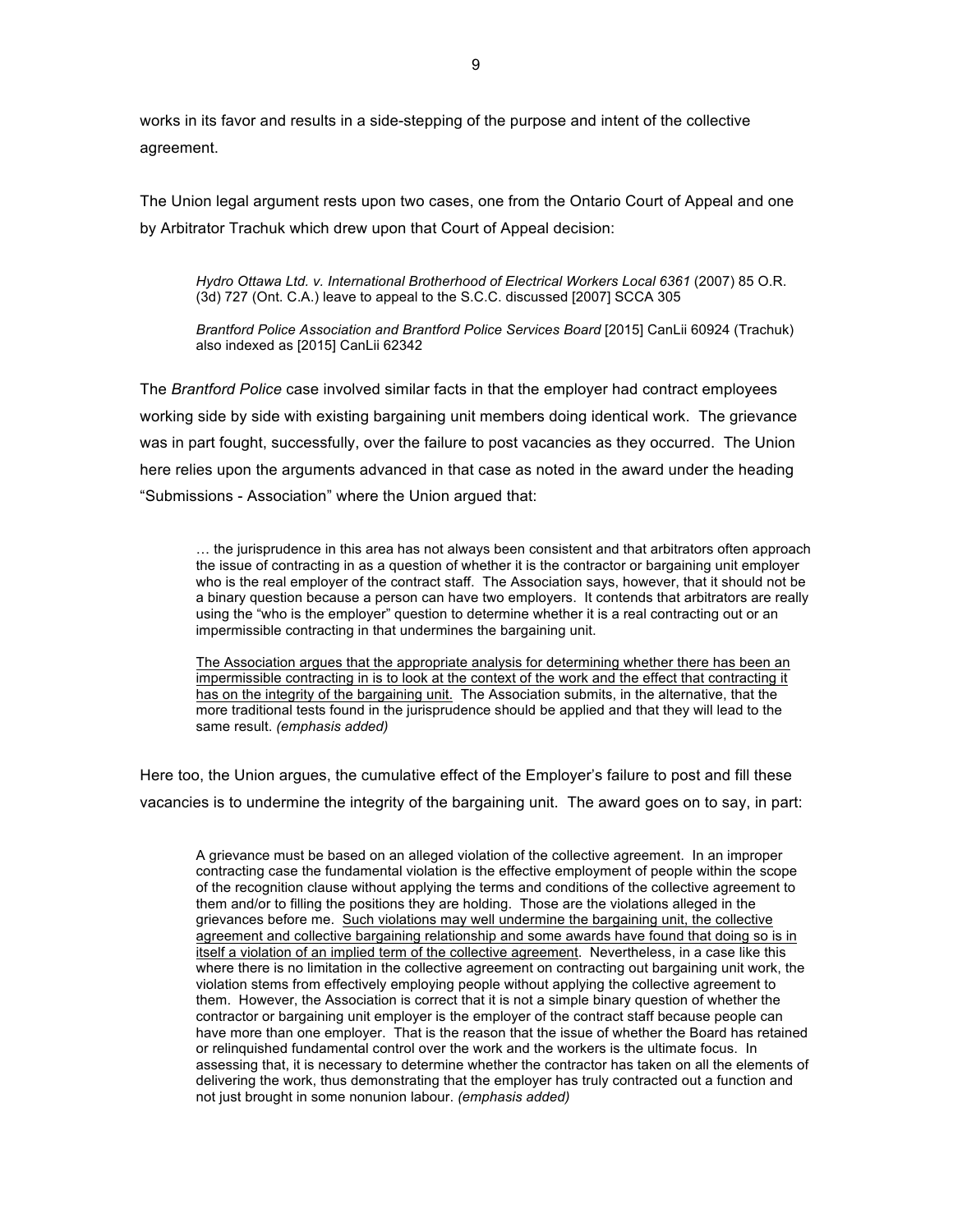works in its favor and results in a side-stepping of the purpose and intent of the collective agreement.

The Union legal argument rests upon two cases, one from the Ontario Court of Appeal and one by Arbitrator Trachuk which drew upon that Court of Appeal decision:

> *Hydro Ottawa Ltd. v. International Brotherhood of Electrical Workers Local 6361* (2007) 85 O.R. (3d) 727 (Ont. C.A.) leave to appeal to the S.C.C. discussed [2007] SCCA 305
>
> *Brantford Police Association and Brantford Police Services Board* [2015] CanLii 60924 (Trachuk) also indexed as [2015] CanLii 62342

The *Brantford Police* case involved similar facts in that the employer had contract employees working side by side with existing bargaining unit members doing identical work. The grievance was in part fought, successfully, over the failure to post vacancies as they occurred. The Union here relies upon the arguments advanced in that case as noted in the award under the heading "Submissions - Association" where the Union argued that:

> … the jurisprudence in this area has not always been consistent and that arbitrators often approach the issue of contracting in as a question of whether it is the contractor or bargaining unit employer who is the real employer of the contract staff. The Association says, however, that it should not be a binary question because a person can have two employers. It contends that arbitrators are really using the "who is the employer" question to determine whether it is a real contracting out or an impermissible contracting in that undermines the bargaining unit.
>
> <u>The Association argues that the appropriate analysis for determining whether there has been an impermissible contracting in is to look at the context of the work and the effect that contracting it has on the integrity of the bargaining unit.</u> The Association submits, in the alternative, that the more traditional tests found in the jurisprudence should be applied and that they will lead to the same result. *(emphasis added)*

Here too, the Union argues, the cumulative effect of the Employer's failure to post and fill these vacancies is to undermine the integrity of the bargaining unit. The award goes on to say, in part:

> A grievance must be based on an alleged violation of the collective agreement. In an improper contracting case the fundamental violation is the effective employment of people within the scope of the recognition clause without applying the terms and conditions of the collective agreement to them and/or to filling the positions they are holding. Those are the violations alleged in the grievances before me. <u>Such violations may well undermine the bargaining unit, the collective agreement and collective bargaining relationship and some awards have found that doing so is in itself a violation of an implied term of the collective agreement</u>. Nevertheless, in a case like this where there is no limitation in the collective agreement on contracting out bargaining unit work, the violation stems from effectively employing people without applying the collective agreement to them. However, the Association is correct that it is not a simple binary question of whether the contractor or bargaining unit employer is the employer of the contract staff because people can have more than one employer. That is the reason that the issue of whether the Board has retained or relinquished fundamental control over the work and the workers is the ultimate focus. In assessing that, it is necessary to determine whether the contractor has taken on all the elements of delivering the work, thus demonstrating that the employer has truly contracted out a function and not just brought in some nonunion labour. *(emphasis added)*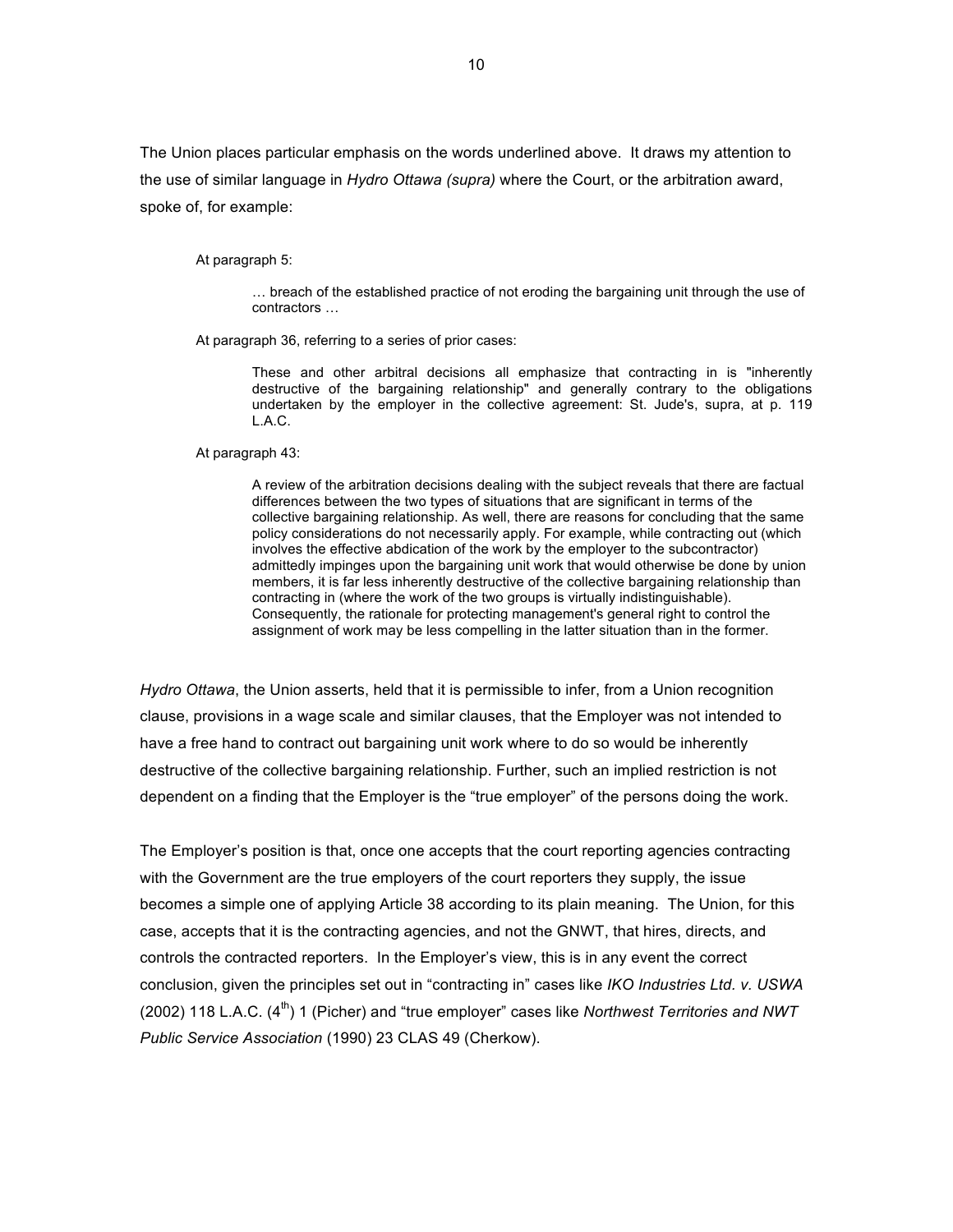The Union places particular emphasis on the words underlined above. It draws my attention to the use of similar language in *Hydro Ottawa (supra)* where the Court, or the arbitration award, spoke of, for example:

> At paragraph 5:
>
> > … breach of the established practice of not eroding the bargaining unit through the use of contractors …
>
> At paragraph 36, referring to a series of prior cases:
>
> > These and other arbitral decisions all emphasize that contracting in is "inherently destructive of the bargaining relationship" and generally contrary to the obligations undertaken by the employer in the collective agreement: St. Jude's, supra, at p. 119 L.A.C.
>
> At paragraph 43:
>
> > A review of the arbitration decisions dealing with the subject reveals that there are factual differences between the two types of situations that are significant in terms of the collective bargaining relationship. As well, there are reasons for concluding that the same policy considerations do not necessarily apply. For example, while contracting out (which involves the effective abdication of the work by the employer to the subcontractor) admittedly impinges upon the bargaining unit work that would otherwise be done by union members, it is far less inherently destructive of the collective bargaining relationship than contracting in (where the work of the two groups is virtually indistinguishable). Consequently, the rationale for protecting management's general right to control the assignment of work may be less compelling in the latter situation than in the former.

*Hydro Ottawa*, the Union asserts, held that it is permissible to infer, from a Union recognition clause, provisions in a wage scale and similar clauses, that the Employer was not intended to have a free hand to contract out bargaining unit work where to do so would be inherently destructive of the collective bargaining relationship. Further, such an implied restriction is not dependent on a finding that the Employer is the "true employer" of the persons doing the work.

The Employer's position is that, once one accepts that the court reporting agencies contracting with the Government are the true employers of the court reporters they supply, the issue becomes a simple one of applying Article 38 according to its plain meaning. The Union, for this case, accepts that it is the contracting agencies, and not the GNWT, that hires, directs, and controls the contracted reporters. In the Employer's view, this is in any event the correct conclusion, given the principles set out in "contracting in" cases like *IKO Industries Ltd. v. USWA* (2002) 118 L.A.C. (4th) 1 (Picher) and "true employer" cases like *Northwest Territories and NWT Public Service Association* (1990) 23 CLAS 49 (Cherkow).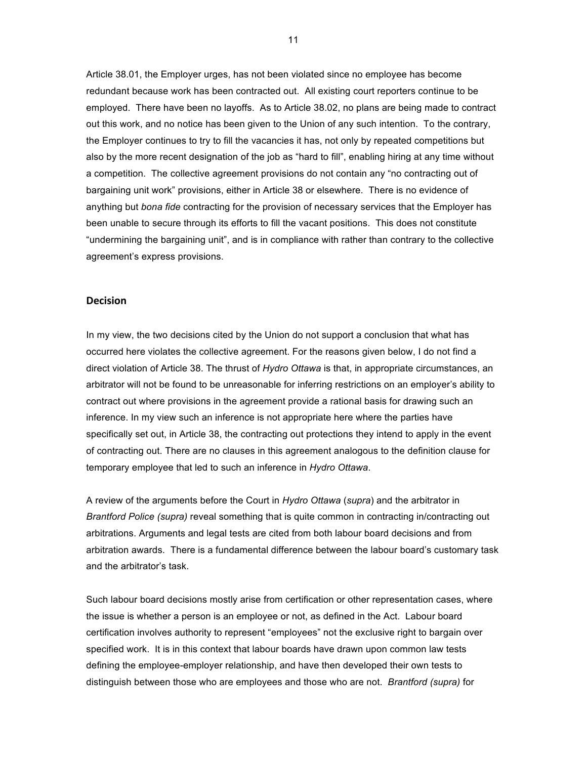Article 38.01, the Employer urges, has not been violated since no employee has become redundant because work has been contracted out. All existing court reporters continue to be employed. There have been no layoffs. As to Article 38.02, no plans are being made to contract out this work, and no notice has been given to the Union of any such intention. To the contrary, the Employer continues to try to fill the vacancies it has, not only by repeated competitions but also by the more recent designation of the job as "hard to fill", enabling hiring at any time without a competition. The collective agreement provisions do not contain any "no contracting out of bargaining unit work" provisions, either in Article 38 or elsewhere. There is no evidence of anything but *bona fide* contracting for the provision of necessary services that the Employer has been unable to secure through its efforts to fill the vacant positions. This does not constitute "undermining the bargaining unit", and is in compliance with rather than contrary to the collective agreement's express provisions.

## Decision

In my view, the two decisions cited by the Union do not support a conclusion that what has occurred here violates the collective agreement. For the reasons given below, I do not find a direct violation of Article 38. The thrust of *Hydro Ottawa* is that, in appropriate circumstances, an arbitrator will not be found to be unreasonable for inferring restrictions on an employer's ability to contract out where provisions in the agreement provide a rational basis for drawing such an inference. In my view such an inference is not appropriate here where the parties have specifically set out, in Article 38, the contracting out protections they intend to apply in the event of contracting out. There are no clauses in this agreement analogous to the definition clause for temporary employee that led to such an inference in *Hydro Ottawa*.

A review of the arguments before the Court in *Hydro Ottawa* (*supra*) and the arbitrator in *Brantford Police (supra)* reveal something that is quite common in contracting in/contracting out arbitrations. Arguments and legal tests are cited from both labour board decisions and from arbitration awards. There is a fundamental difference between the labour board's customary task and the arbitrator's task.

Such labour board decisions mostly arise from certification or other representation cases, where the issue is whether a person is an employee or not, as defined in the Act. Labour board certification involves authority to represent "employees" not the exclusive right to bargain over specified work. It is in this context that labour boards have drawn upon common law tests defining the employee-employer relationship, and have then developed their own tests to distinguish between those who are employees and those who are not. *Brantford (supra)* for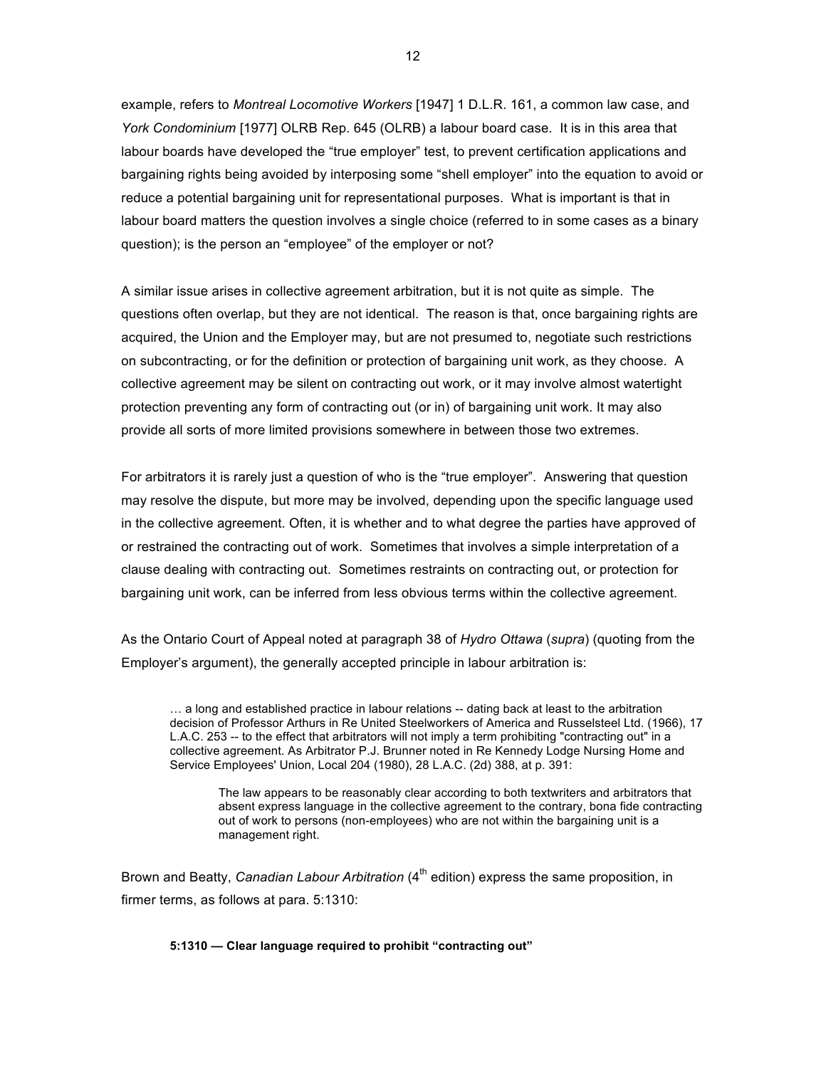example, refers to *Montreal Locomotive Workers* [1947] 1 D.L.R. 161, a common law case, and *York Condominium* [1977] OLRB Rep. 645 (OLRB) a labour board case. It is in this area that labour boards have developed the "true employer" test, to prevent certification applications and bargaining rights being avoided by interposing some "shell employer" into the equation to avoid or reduce a potential bargaining unit for representational purposes. What is important is that in labour board matters the question involves a single choice (referred to in some cases as a binary question); is the person an "employee" of the employer or not?

A similar issue arises in collective agreement arbitration, but it is not quite as simple. The questions often overlap, but they are not identical. The reason is that, once bargaining rights are acquired, the Union and the Employer may, but are not presumed to, negotiate such restrictions on subcontracting, or for the definition or protection of bargaining unit work, as they choose. A collective agreement may be silent on contracting out work, or it may involve almost watertight protection preventing any form of contracting out (or in) of bargaining unit work. It may also provide all sorts of more limited provisions somewhere in between those two extremes.

For arbitrators it is rarely just a question of who is the "true employer". Answering that question may resolve the dispute, but more may be involved, depending upon the specific language used in the collective agreement. Often, it is whether and to what degree the parties have approved of or restrained the contracting out of work. Sometimes that involves a simple interpretation of a clause dealing with contracting out. Sometimes restraints on contracting out, or protection for bargaining unit work, can be inferred from less obvious terms within the collective agreement.

As the Ontario Court of Appeal noted at paragraph 38 of *Hydro Ottawa* (*supra*) (quoting from the Employer's argument), the generally accepted principle in labour arbitration is:

> … a long and established practice in labour relations -- dating back at least to the arbitration decision of Professor Arthurs in Re United Steelworkers of America and Russelsteel Ltd. (1966), 17 L.A.C. 253 -- to the effect that arbitrators will not imply a term prohibiting "contracting out" in a collective agreement. As Arbitrator P.J. Brunner noted in Re Kennedy Lodge Nursing Home and Service Employees' Union, Local 204 (1980), 28 L.A.C. (2d) 388, at p. 391:
>
> > The law appears to be reasonably clear according to both textwriters and arbitrators that absent express language in the collective agreement to the contrary, bona fide contracting out of work to persons (non-employees) who are not within the bargaining unit is a management right.

Brown and Beatty, *Canadian Labour Arbitration* (4th edition) express the same proposition, in firmer terms, as follows at para. 5:1310:

> **5:1310 — Clear language required to prohibit "contracting out"**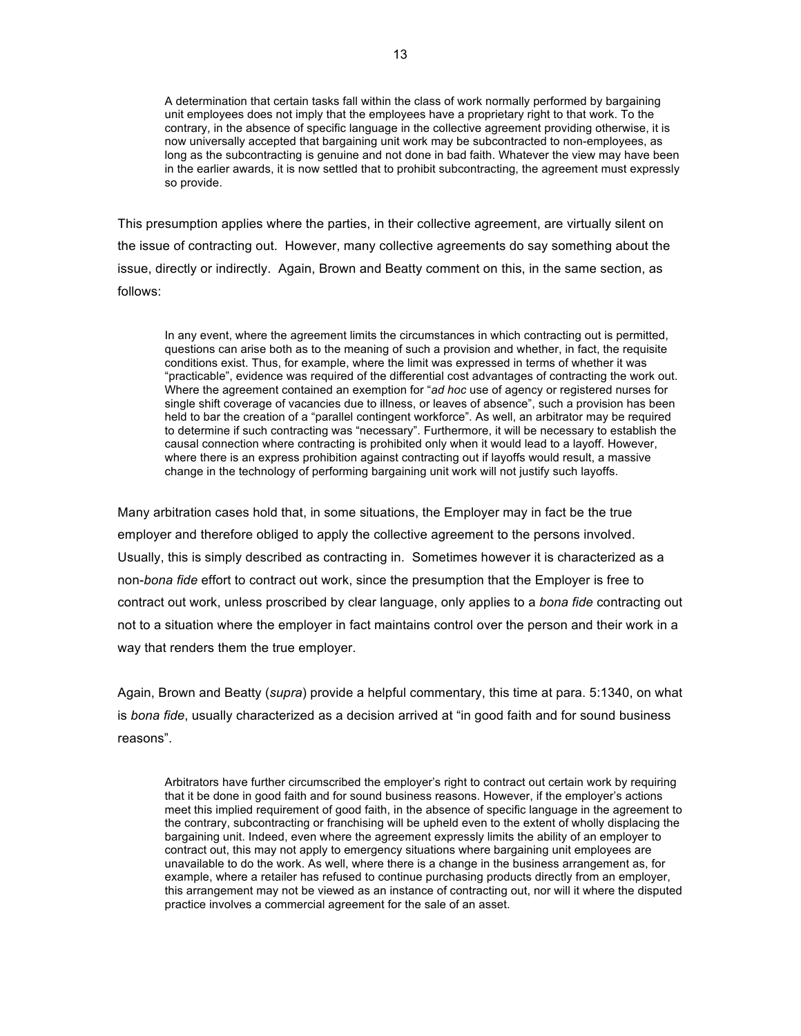> A determination that certain tasks fall within the class of work normally performed by bargaining unit employees does not imply that the employees have a proprietary right to that work. To the contrary, in the absence of specific language in the collective agreement providing otherwise, it is now universally accepted that bargaining unit work may be subcontracted to non-employees, as long as the subcontracting is genuine and not done in bad faith. Whatever the view may have been in the earlier awards, it is now settled that to prohibit subcontracting, the agreement must expressly so provide.

This presumption applies where the parties, in their collective agreement, are virtually silent on the issue of contracting out. However, many collective agreements do say something about the issue, directly or indirectly. Again, Brown and Beatty comment on this, in the same section, as follows:

> In any event, where the agreement limits the circumstances in which contracting out is permitted, questions can arise both as to the meaning of such a provision and whether, in fact, the requisite conditions exist. Thus, for example, where the limit was expressed in terms of whether it was "practicable", evidence was required of the differential cost advantages of contracting the work out. Where the agreement contained an exemption for "*ad hoc* use of agency or registered nurses for single shift coverage of vacancies due to illness, or leaves of absence", such a provision has been held to bar the creation of a "parallel contingent workforce". As well, an arbitrator may be required to determine if such contracting was "necessary". Furthermore, it will be necessary to establish the causal connection where contracting is prohibited only when it would lead to a layoff. However, where there is an express prohibition against contracting out if layoffs would result, a massive change in the technology of performing bargaining unit work will not justify such layoffs.

Many arbitration cases hold that, in some situations, the Employer may in fact be the true employer and therefore obliged to apply the collective agreement to the persons involved. Usually, this is simply described as contracting in. Sometimes however it is characterized as a non-*bona fide* effort to contract out work, since the presumption that the Employer is free to contract out work, unless proscribed by clear language, only applies to a *bona fide* contracting out not to a situation where the employer in fact maintains control over the person and their work in a way that renders them the true employer.

Again, Brown and Beatty (*supra*) provide a helpful commentary, this time at para. 5:1340, on what is *bona fide*, usually characterized as a decision arrived at "in good faith and for sound business reasons".

> Arbitrators have further circumscribed the employer's right to contract out certain work by requiring that it be done in good faith and for sound business reasons. However, if the employer's actions meet this implied requirement of good faith, in the absence of specific language in the agreement to the contrary, subcontracting or franchising will be upheld even to the extent of wholly displacing the bargaining unit. Indeed, even where the agreement expressly limits the ability of an employer to contract out, this may not apply to emergency situations where bargaining unit employees are unavailable to do the work. As well, where there is a change in the business arrangement as, for example, where a retailer has refused to continue purchasing products directly from an employer, this arrangement may not be viewed as an instance of contracting out, nor will it where the disputed practice involves a commercial agreement for the sale of an asset.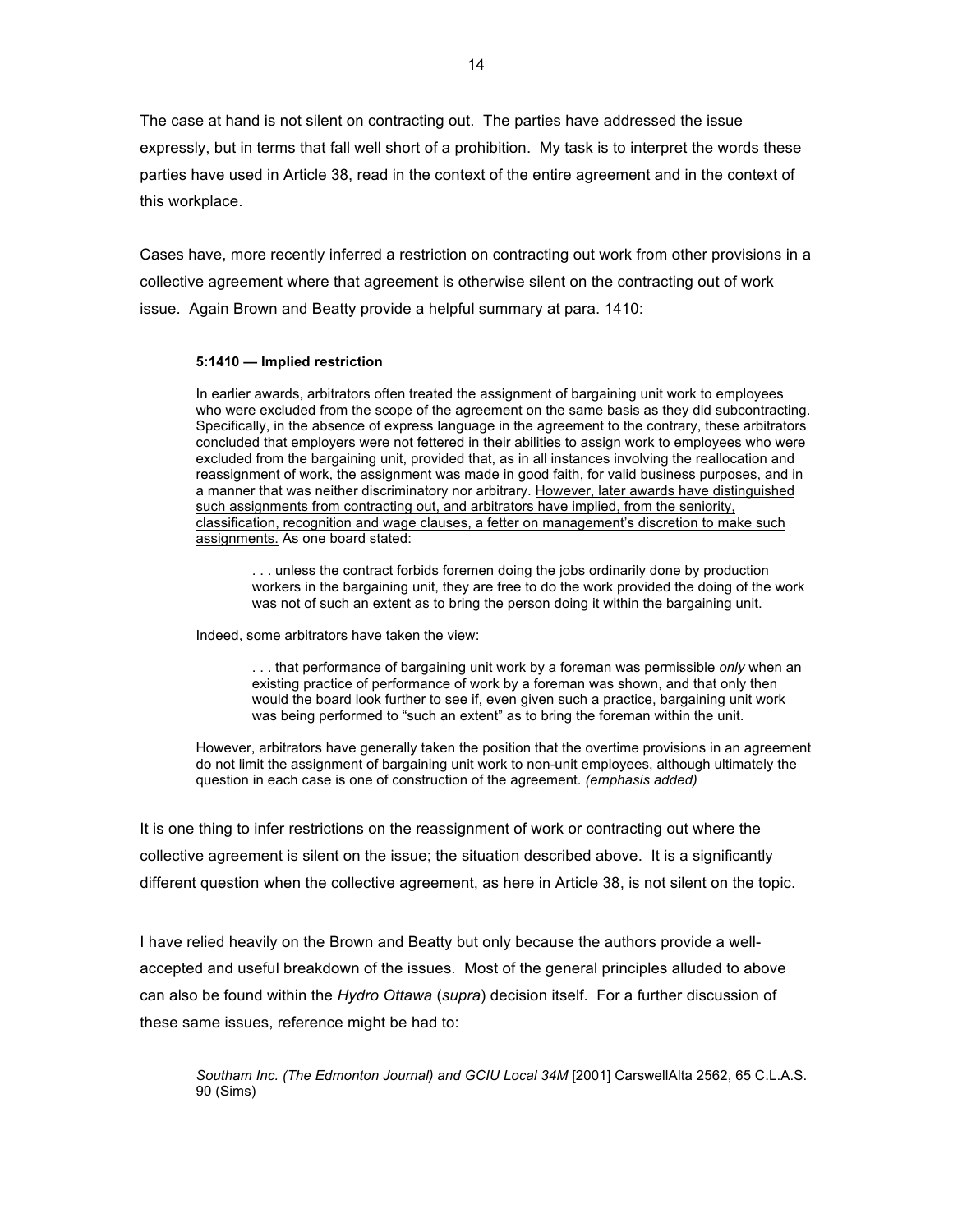The case at hand is not silent on contracting out. The parties have addressed the issue expressly, but in terms that fall well short of a prohibition. My task is to interpret the words these parties have used in Article 38, read in the context of the entire agreement and in the context of this workplace.

Cases have, more recently inferred a restriction on contracting out work from other provisions in a collective agreement where that agreement is otherwise silent on the contracting out of work issue. Again Brown and Beatty provide a helpful summary at para. 1410:

> **5:1410 — Implied restriction**
>
> In earlier awards, arbitrators often treated the assignment of bargaining unit work to employees who were excluded from the scope of the agreement on the same basis as they did subcontracting. Specifically, in the absence of express language in the agreement to the contrary, these arbitrators concluded that employers were not fettered in their abilities to assign work to employees who were excluded from the bargaining unit, provided that, as in all instances involving the reallocation and reassignment of work, the assignment was made in good faith, for valid business purposes, and in a manner that was neither discriminatory nor arbitrary. <u>However, later awards have distinguished such assignments from contracting out, and arbitrators have implied, from the seniority, classification, recognition and wage clauses, a fetter on management's discretion to make such assignments.</u> As one board stated:
>
> > . . . unless the contract forbids foremen doing the jobs ordinarily done by production workers in the bargaining unit, they are free to do the work provided the doing of the work was not of such an extent as to bring the person doing it within the bargaining unit.
>
> Indeed, some arbitrators have taken the view:
>
> > . . . that performance of bargaining unit work by a foreman was permissible *only* when an existing practice of performance of work by a foreman was shown, and that only then would the board look further to see if, even given such a practice, bargaining unit work was being performed to "such an extent" as to bring the foreman within the unit.
>
> However, arbitrators have generally taken the position that the overtime provisions in an agreement do not limit the assignment of bargaining unit work to non-unit employees, although ultimately the question in each case is one of construction of the agreement. *(emphasis added)*

It is one thing to infer restrictions on the reassignment of work or contracting out where the collective agreement is silent on the issue; the situation described above. It is a significantly different question when the collective agreement, as here in Article 38, is not silent on the topic.

I have relied heavily on the Brown and Beatty but only because the authors provide a well-accepted and useful breakdown of the issues. Most of the general principles alluded to above can also be found within the *Hydro Ottawa* (*supra*) decision itself. For a further discussion of these same issues, reference might be had to:

> *Southam Inc. (The Edmonton Journal) and GCIU Local 34M* [2001] CarswellAlta 2562, 65 C.L.A.S. 90 (Sims)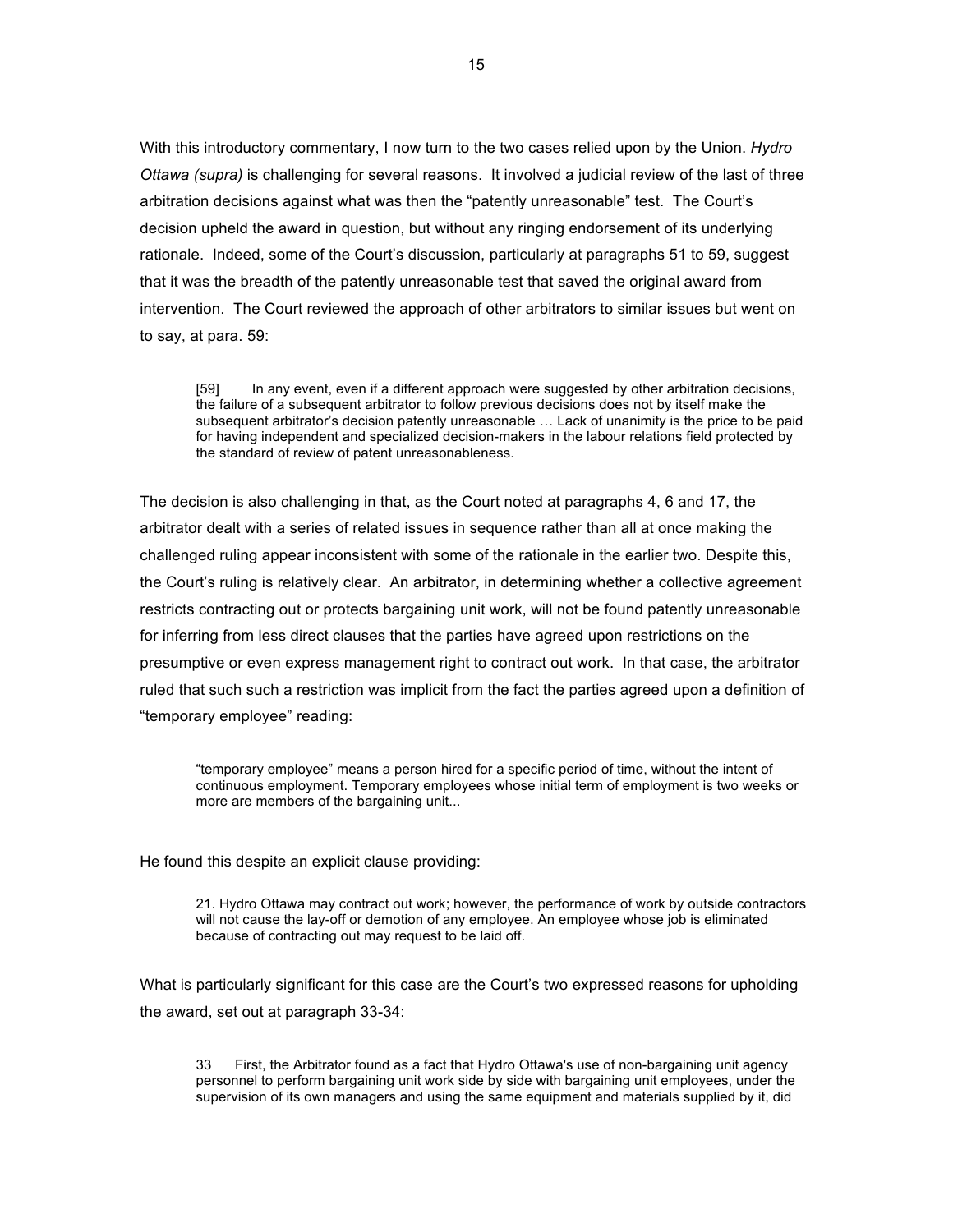With this introductory commentary, I now turn to the two cases relied upon by the Union. *Hydro Ottawa (supra)* is challenging for several reasons. It involved a judicial review of the last of three arbitration decisions against what was then the "patently unreasonable" test. The Court's decision upheld the award in question, but without any ringing endorsement of its underlying rationale. Indeed, some of the Court's discussion, particularly at paragraphs 51 to 59, suggest that it was the breadth of the patently unreasonable test that saved the original award from intervention. The Court reviewed the approach of other arbitrators to similar issues but went on to say, at para. 59:

> [59] In any event, even if a different approach were suggested by other arbitration decisions, the failure of a subsequent arbitrator to follow previous decisions does not by itself make the subsequent arbitrator's decision patently unreasonable … Lack of unanimity is the price to be paid for having independent and specialized decision-makers in the labour relations field protected by the standard of review of patent unreasonableness.

The decision is also challenging in that, as the Court noted at paragraphs 4, 6 and 17, the arbitrator dealt with a series of related issues in sequence rather than all at once making the challenged ruling appear inconsistent with some of the rationale in the earlier two. Despite this, the Court's ruling is relatively clear. An arbitrator, in determining whether a collective agreement restricts contracting out or protects bargaining unit work, will not be found patently unreasonable for inferring from less direct clauses that the parties have agreed upon restrictions on the presumptive or even express management right to contract out work. In that case, the arbitrator ruled that such such a restriction was implicit from the fact the parties agreed upon a definition of "temporary employee" reading:

> "temporary employee" means a person hired for a specific period of time, without the intent of continuous employment. Temporary employees whose initial term of employment is two weeks or more are members of the bargaining unit...

He found this despite an explicit clause providing:

> 21. Hydro Ottawa may contract out work; however, the performance of work by outside contractors will not cause the lay-off or demotion of any employee. An employee whose job is eliminated because of contracting out may request to be laid off.

What is particularly significant for this case are the Court's two expressed reasons for upholding the award, set out at paragraph 33-34:

> 33 First, the Arbitrator found as a fact that Hydro Ottawa's use of non-bargaining unit agency personnel to perform bargaining unit work side by side with bargaining unit employees, under the supervision of its own managers and using the same equipment and materials supplied by it, did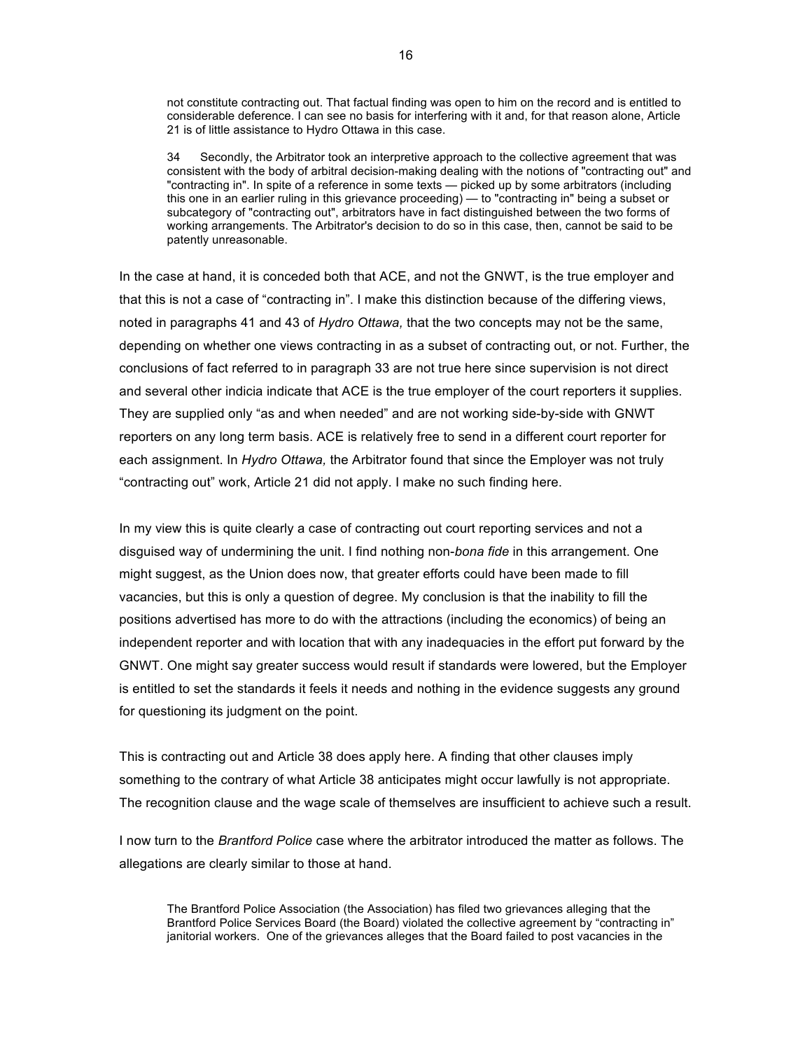> not constitute contracting out. That factual finding was open to him on the record and is entitled to considerable deference. I can see no basis for interfering with it and, for that reason alone, Article 21 is of little assistance to Hydro Ottawa in this case.
>
> 34 Secondly, the Arbitrator took an interpretive approach to the collective agreement that was consistent with the body of arbitral decision-making dealing with the notions of "contracting out" and "contracting in". In spite of a reference in some texts — picked up by some arbitrators (including this one in an earlier ruling in this grievance proceeding) — to "contracting in" being a subset or subcategory of "contracting out", arbitrators have in fact distinguished between the two forms of working arrangements. The Arbitrator's decision to do so in this case, then, cannot be said to be patently unreasonable.

In the case at hand, it is conceded both that ACE, and not the GNWT, is the true employer and that this is not a case of "contracting in". I make this distinction because of the differing views, noted in paragraphs 41 and 43 of *Hydro Ottawa,* that the two concepts may not be the same, depending on whether one views contracting in as a subset of contracting out, or not. Further, the conclusions of fact referred to in paragraph 33 are not true here since supervision is not direct and several other indicia indicate that ACE is the true employer of the court reporters it supplies. They are supplied only "as and when needed" and are not working side-by-side with GNWT reporters on any long term basis. ACE is relatively free to send in a different court reporter for each assignment. In *Hydro Ottawa,* the Arbitrator found that since the Employer was not truly "contracting out" work, Article 21 did not apply. I make no such finding here.

In my view this is quite clearly a case of contracting out court reporting services and not a disguised way of undermining the unit. I find nothing non-*bona fide* in this arrangement. One might suggest, as the Union does now, that greater efforts could have been made to fill vacancies, but this is only a question of degree. My conclusion is that the inability to fill the positions advertised has more to do with the attractions (including the economics) of being an independent reporter and with location that with any inadequacies in the effort put forward by the GNWT. One might say greater success would result if standards were lowered, but the Employer is entitled to set the standards it feels it needs and nothing in the evidence suggests any ground for questioning its judgment on the point.

This is contracting out and Article 38 does apply here. A finding that other clauses imply something to the contrary of what Article 38 anticipates might occur lawfully is not appropriate. The recognition clause and the wage scale of themselves are insufficient to achieve such a result.

I now turn to the *Brantford Police* case where the arbitrator introduced the matter as follows. The allegations are clearly similar to those at hand.

> The Brantford Police Association (the Association) has filed two grievances alleging that the Brantford Police Services Board (the Board) violated the collective agreement by "contracting in" janitorial workers. One of the grievances alleges that the Board failed to post vacancies in the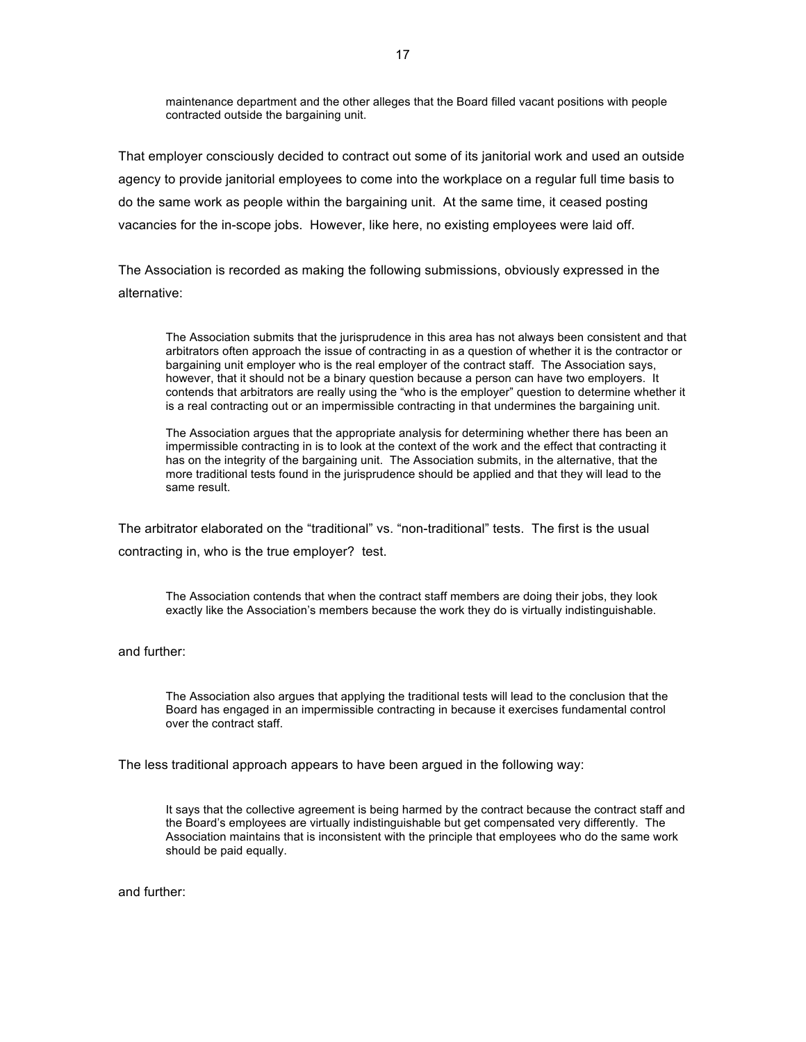> maintenance department and the other alleges that the Board filled vacant positions with people contracted outside the bargaining unit.

That employer consciously decided to contract out some of its janitorial work and used an outside agency to provide janitorial employees to come into the workplace on a regular full time basis to do the same work as people within the bargaining unit. At the same time, it ceased posting vacancies for the in-scope jobs. However, like here, no existing employees were laid off.

The Association is recorded as making the following submissions, obviously expressed in the alternative:

> The Association submits that the jurisprudence in this area has not always been consistent and that arbitrators often approach the issue of contracting in as a question of whether it is the contractor or bargaining unit employer who is the real employer of the contract staff. The Association says, however, that it should not be a binary question because a person can have two employers. It contends that arbitrators are really using the "who is the employer" question to determine whether it is a real contracting out or an impermissible contracting in that undermines the bargaining unit.
>
> The Association argues that the appropriate analysis for determining whether there has been an impermissible contracting in is to look at the context of the work and the effect that contracting it has on the integrity of the bargaining unit. The Association submits, in the alternative, that the more traditional tests found in the jurisprudence should be applied and that they will lead to the same result.

The arbitrator elaborated on the "traditional" vs. "non-traditional" tests. The first is the usual contracting in, who is the true employer? test.

> The Association contends that when the contract staff members are doing their jobs, they look exactly like the Association's members because the work they do is virtually indistinguishable.

and further:

> The Association also argues that applying the traditional tests will lead to the conclusion that the Board has engaged in an impermissible contracting in because it exercises fundamental control over the contract staff.

The less traditional approach appears to have been argued in the following way:

> It says that the collective agreement is being harmed by the contract because the contract staff and the Board's employees are virtually indistinguishable but get compensated very differently. The Association maintains that is inconsistent with the principle that employees who do the same work should be paid equally.

and further: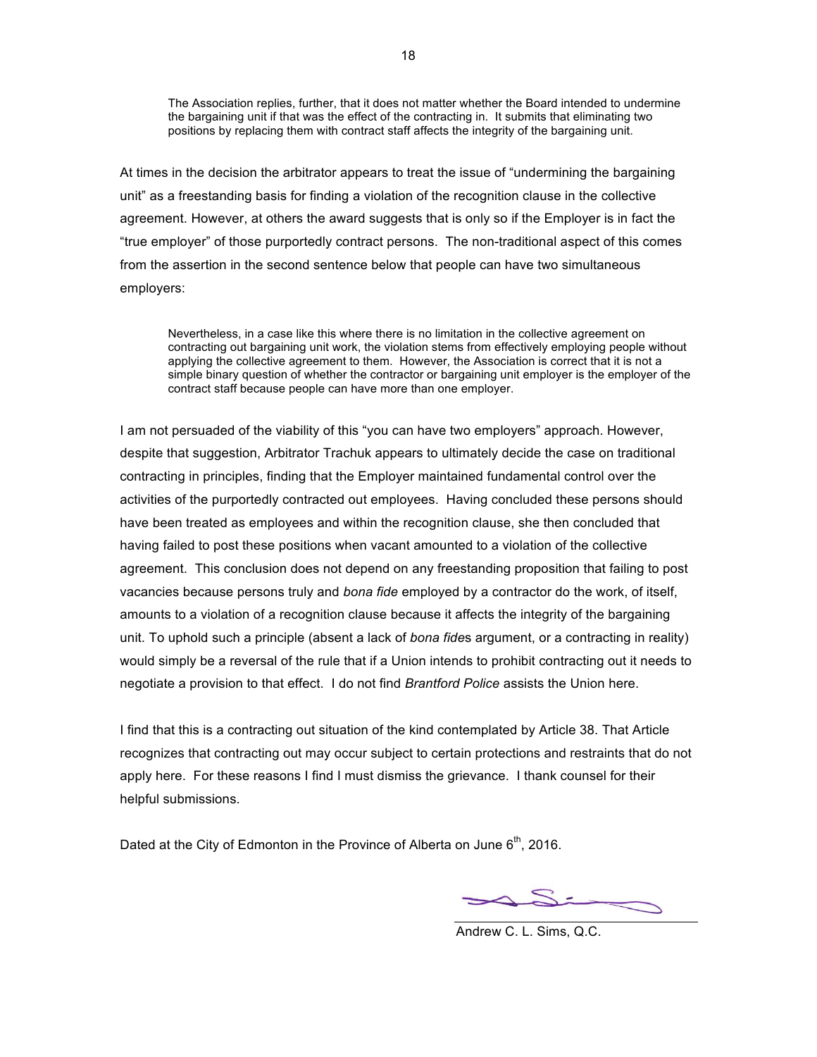> The Association replies, further, that it does not matter whether the Board intended to undermine the bargaining unit if that was the effect of the contracting in. It submits that eliminating two positions by replacing them with contract staff affects the integrity of the bargaining unit.

At times in the decision the arbitrator appears to treat the issue of "undermining the bargaining unit" as a freestanding basis for finding a violation of the recognition clause in the collective agreement. However, at others the award suggests that is only so if the Employer is in fact the "true employer" of those purportedly contract persons. The non-traditional aspect of this comes from the assertion in the second sentence below that people can have two simultaneous employers:

> Nevertheless, in a case like this where there is no limitation in the collective agreement on contracting out bargaining unit work, the violation stems from effectively employing people without applying the collective agreement to them. However, the Association is correct that it is not a simple binary question of whether the contractor or bargaining unit employer is the employer of the contract staff because people can have more than one employer.

I am not persuaded of the viability of this "you can have two employers" approach. However, despite that suggestion, Arbitrator Trachuk appears to ultimately decide the case on traditional contracting in principles, finding that the Employer maintained fundamental control over the activities of the purportedly contracted out employees. Having concluded these persons should have been treated as employees and within the recognition clause, she then concluded that having failed to post these positions when vacant amounted to a violation of the collective agreement. This conclusion does not depend on any freestanding proposition that failing to post vacancies because persons truly and *bona fide* employed by a contractor do the work, of itself, amounts to a violation of a recognition clause because it affects the integrity of the bargaining unit. To uphold such a principle (absent a lack of *bona fide*s argument, or a contracting in reality) would simply be a reversal of the rule that if a Union intends to prohibit contracting out it needs to negotiate a provision to that effect. I do not find *Brantford Police* assists the Union here.

I find that this is a contracting out situation of the kind contemplated by Article 38. That Article recognizes that contracting out may occur subject to certain protections and restraints that do not apply here. For these reasons I find I must dismiss the grievance. I thank counsel for their helpful submissions.

Dated at the City of Edmonton in the Province of Alberta on June 6th, 2016.

Andrew C. L. Sims, Q.C.